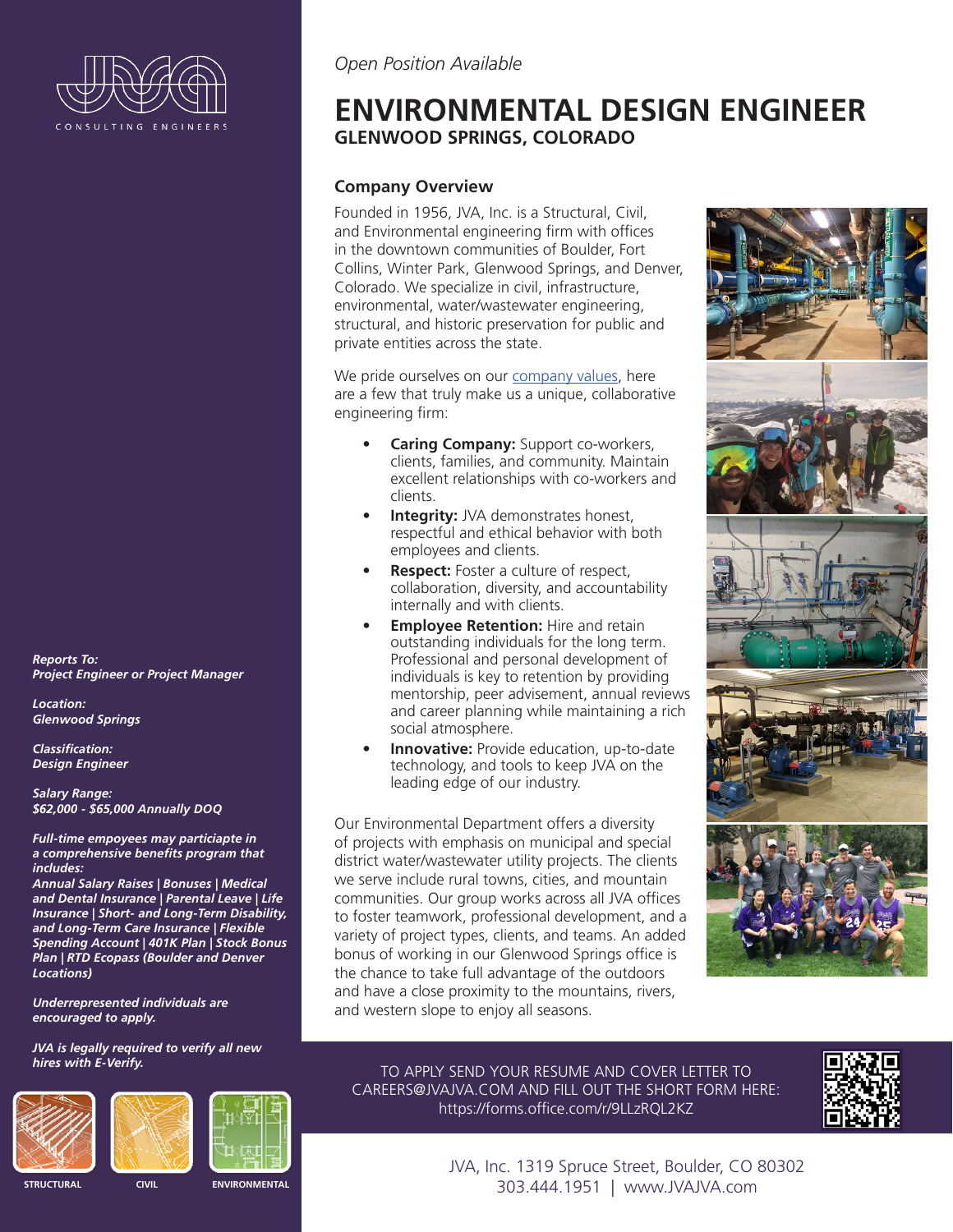CONSULTING ENGINEERS

*Open Position Available*

# ENVIRONMENTAL DESIGN ENGINEER
## GLENWOOD SPRINGS, COLORADO

### Company Overview

Founded in 1956, JVA, Inc. is a Structural, Civil, and Environmental engineering firm with offices in the downtown communities of Boulder, Fort Collins, Winter Park, Glenwood Springs, and Denver, Colorado. We specialize in civil, infrastructure, environmental, water/wastewater engineering, structural, and historic preservation for public and private entities across the state.

We pride ourselves on our company values, here are a few that truly make us a unique, collaborative engineering firm:

- **Caring Company:** Support co-workers, clients, families, and community. Maintain excellent relationships with co-workers and clients.
- **Integrity:** JVA demonstrates honest, respectful and ethical behavior with both employees and clients.
- **Respect:** Foster a culture of respect, collaboration, diversity, and accountability internally and with clients.
- **Employee Retention:** Hire and retain outstanding individuals for the long term. Professional and personal development of individuals is key to retention by providing mentorship, peer advisement, annual reviews and career planning while maintaining a rich social atmosphere.
- **Innovative:** Provide education, up-to-date technology, and tools to keep JVA on the leading edge of our industry.

Our Environmental Department offers a diversity of projects with emphasis on municipal and special district water/wastewater utility projects. The clients we serve include rural towns, cities, and mountain communities. Our group works across all JVA offices to foster teamwork, professional development, and a variety of project types, clients, and teams. An added bonus of working in our Glenwood Springs office is the chance to take full advantage of the outdoors and have a close proximity to the mountains, rivers, and western slope to enjoy all seasons.

***Reports To:***
***Project Engineer or Project Manager***

***Location:***
***Glenwood Springs***

***Classification:***
***Design Engineer***

***Salary Range:***
***$62,000 - $65,000 Annually DOQ***

***Full-time empoyees may particiapte in a comprehensive benefits program that includes:***
***Annual Salary Raises | Bonuses | Medical and Dental Insurance | Parental Leave | Life Insurance | Short- and Long-Term Disability, and Long-Term Care Insurance | Flexible Spending Account | 401K Plan | Stock Bonus Plan | RTD Ecopass (Boulder and Denver Locations)***

***Underrepresented individuals are encouraged to apply.***

***JVA is legally required to verify all new hires with E-Verify.***

**STRUCTURAL** **CIVIL** **ENVIRONMENTAL**

TO APPLY SEND YOUR RESUME AND COVER LETTER TO CAREERS@JVAJVA.COM AND FILL OUT THE SHORT FORM HERE: https://forms.office.com/r/9LLzRQL2KZ

JVA, Inc. 1319 Spruce Street, Boulder, CO 80302
303.444.1951 | www.JVAJVA.com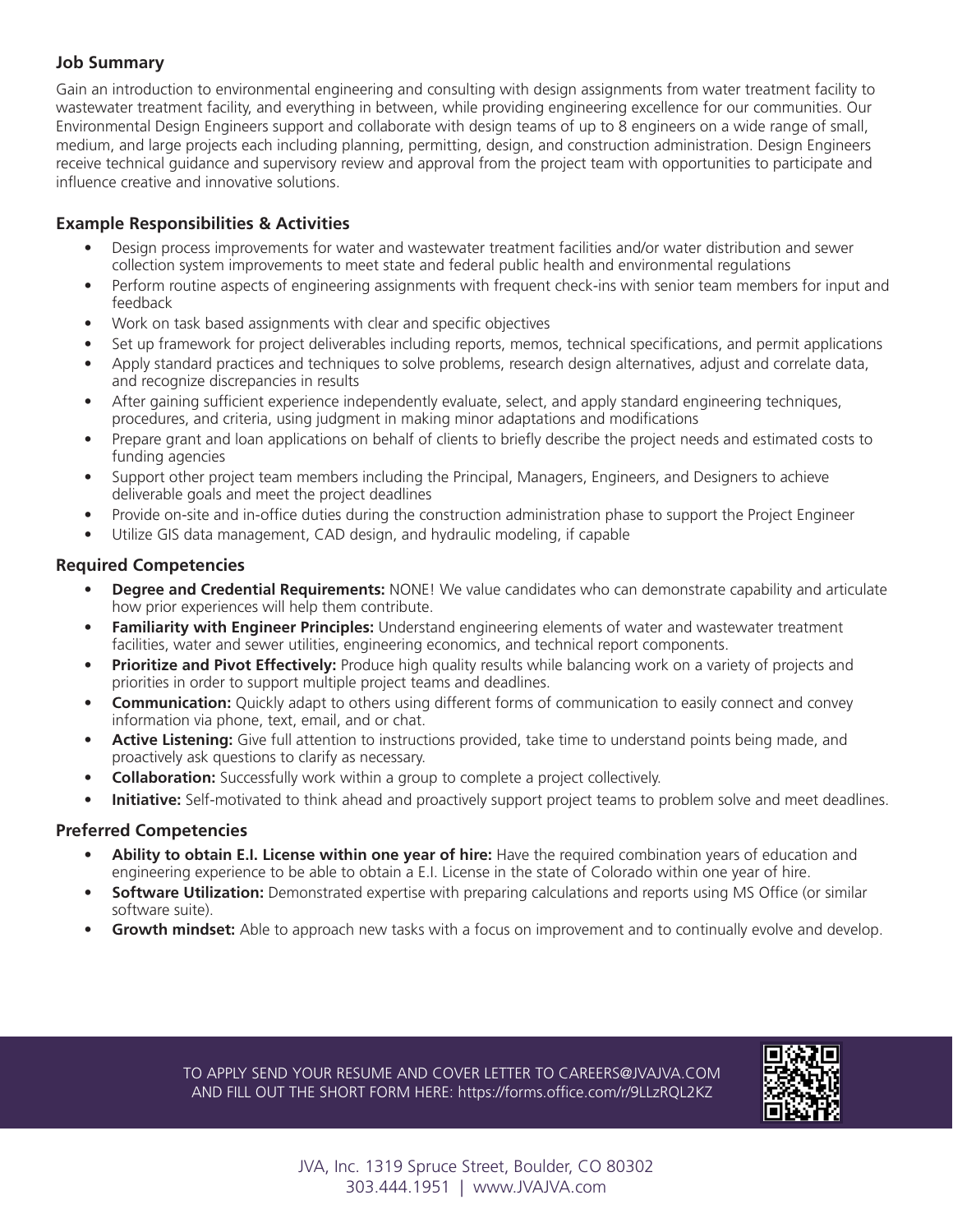## Job Summary

Gain an introduction to environmental engineering and consulting with design assignments from water treatment facility to wastewater treatment facility, and everything in between, while providing engineering excellence for our communities. Our Environmental Design Engineers support and collaborate with design teams of up to 8 engineers on a wide range of small, medium, and large projects each including planning, permitting, design, and construction administration. Design Engineers receive technical guidance and supervisory review and approval from the project team with opportunities to participate and influence creative and innovative solutions.

## Example Responsibilities & Activities

- Design process improvements for water and wastewater treatment facilities and/or water distribution and sewer collection system improvements to meet state and federal public health and environmental regulations
- Perform routine aspects of engineering assignments with frequent check-ins with senior team members for input and feedback
- Work on task based assignments with clear and specific objectives
- Set up framework for project deliverables including reports, memos, technical specifications, and permit applications
- Apply standard practices and techniques to solve problems, research design alternatives, adjust and correlate data, and recognize discrepancies in results
- After gaining sufficient experience independently evaluate, select, and apply standard engineering techniques, procedures, and criteria, using judgment in making minor adaptations and modifications
- Prepare grant and loan applications on behalf of clients to briefly describe the project needs and estimated costs to funding agencies
- Support other project team members including the Principal, Managers, Engineers, and Designers to achieve deliverable goals and meet the project deadlines
- Provide on-site and in-office duties during the construction administration phase to support the Project Engineer
- Utilize GIS data management, CAD design, and hydraulic modeling, if capable

## Required Competencies

- **Degree and Credential Requirements:** NONE! We value candidates who can demonstrate capability and articulate how prior experiences will help them contribute.
- **Familiarity with Engineer Principles:** Understand engineering elements of water and wastewater treatment facilities, water and sewer utilities, engineering economics, and technical report components.
- **Prioritize and Pivot Effectively:** Produce high quality results while balancing work on a variety of projects and priorities in order to support multiple project teams and deadlines.
- **Communication:** Quickly adapt to others using different forms of communication to easily connect and convey information via phone, text, email, and or chat.
- **Active Listening:** Give full attention to instructions provided, take time to understand points being made, and proactively ask questions to clarify as necessary.
- **Collaboration:** Successfully work within a group to complete a project collectively.
- **Initiative:** Self-motivated to think ahead and proactively support project teams to problem solve and meet deadlines.

## Preferred Competencies

- **Ability to obtain E.I. License within one year of hire:** Have the required combination years of education and engineering experience to be able to obtain a E.I. License in the state of Colorado within one year of hire.
- **Software Utilization:** Demonstrated expertise with preparing calculations and reports using MS Office (or similar software suite).
- **Growth mindset:** Able to approach new tasks with a focus on improvement and to continually evolve and develop.

TO APPLY SEND YOUR RESUME AND COVER LETTER TO CAREERS@JVAJVA.COM
AND FILL OUT THE SHORT FORM HERE: https://forms.office.com/r/9LLzRQL2KZ

JVA, Inc. 1319 Spruce Street, Boulder, CO 80302
303.444.1951 | www.JVAJVA.com